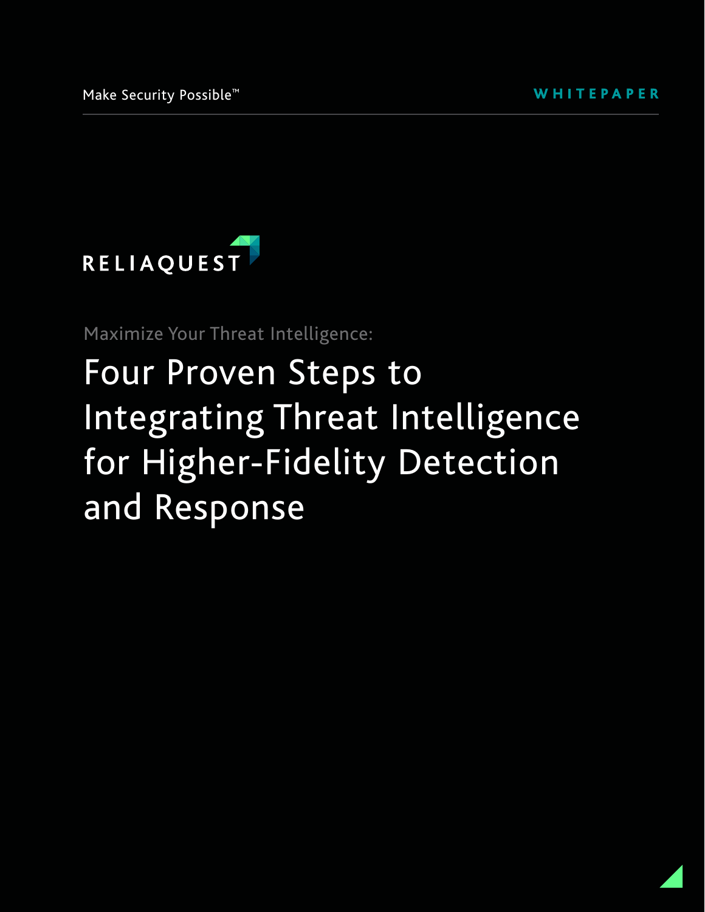Make Security Possible™

WHITEPAPER

RELIAQUEST

Maximize Your Threat Intelligence:

# Four Proven Steps to Integrating Threat Intelligence for Higher-Fidelity Detection and Response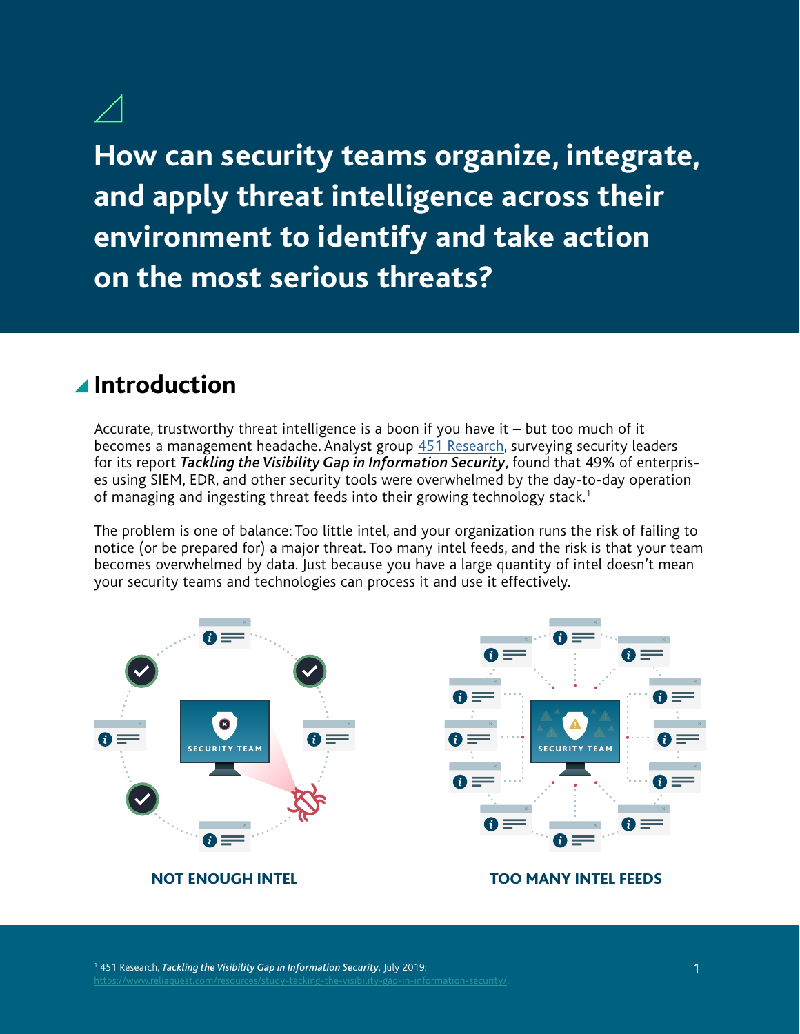# How can security teams organize, integrate, and apply threat intelligence across their environment to identify and take action on the most serious threats?

## Introduction

Accurate, trustworthy threat intelligence is a boon if you have it – but too much of it becomes a management headache. Analyst group [451 Research](https://www.reliaquest.com/resources/study-tacking-the-visibility-gap-in-information-security/), surveying security leaders for its report ***Tackling the Visibility Gap in Information Security***, found that 49% of enterprises using SIEM, EDR, and other security tools were overwhelmed by the day-to-day operation of managing and ingesting threat feeds into their growing technology stack.[1]

The problem is one of balance: Too little intel, and your organization runs the risk of failing to notice (or be prepared for) a major threat. Too many intel feeds, and the risk is that your team becomes overwhelmed by data. Just because you have a large quantity of intel doesn't mean your security teams and technologies can process it and use it effectively.

SECURITY TEAM

**NOT ENOUGH INTEL**

SECURITY TEAM

**TOO MANY INTEL FEEDS**

[1] 451 Research, ***Tackling the Visibility Gap in Information Security***, July 2019: https://www.reliaquest.com/resources/study-tacking-the-visibility-gap-in-information-security/.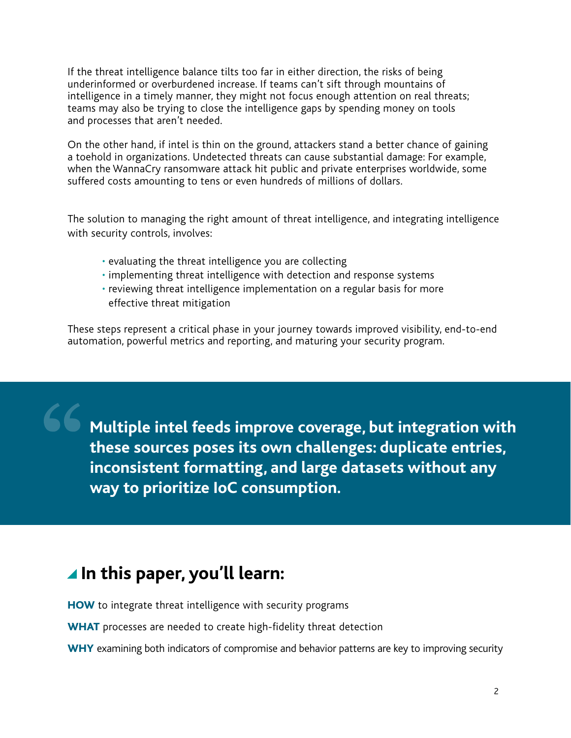If the threat intelligence balance tilts too far in either direction, the risks of being underinformed or overburdened increase. If teams can't sift through mountains of intelligence in a timely manner, they might not focus enough attention on real threats; teams may also be trying to close the intelligence gaps by spending money on tools and processes that aren't needed.

On the other hand, if intel is thin on the ground, attackers stand a better chance of gaining a toehold in organizations. Undetected threats can cause substantial damage: For example, when the WannaCry ransomware attack hit public and private enterprises worldwide, some suffered costs amounting to tens or even hundreds of millions of dollars.

The solution to managing the right amount of threat intelligence, and integrating intelligence with security controls, involves:

- evaluating the threat intelligence you are collecting
- implementing threat intelligence with detection and response systems
- reviewing threat intelligence implementation on a regular basis for more effective threat mitigation

These steps represent a critical phase in your journey towards improved visibility, end-to-end automation, powerful metrics and reporting, and maturing your security program.

> **Multiple intel feeds improve coverage, but integration with these sources poses its own challenges: duplicate entries, inconsistent formatting, and large datasets without any way to prioritize IoC consumption.**

## In this paper, you'll learn:

**HOW** to integrate threat intelligence with security programs

**WHAT** processes are needed to create high-fidelity threat detection

**WHY** examining both indicators of compromise and behavior patterns are key to improving security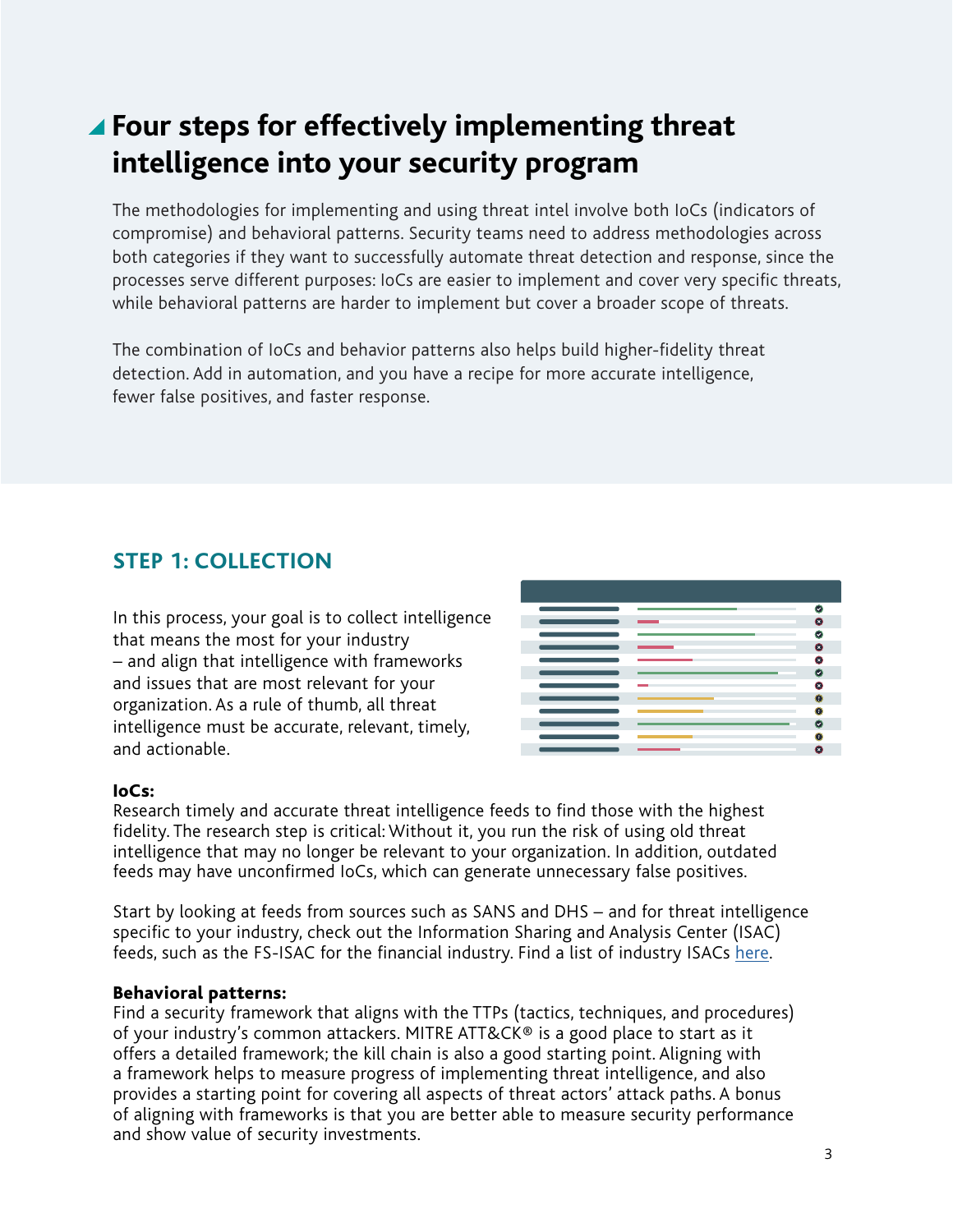# Four steps for effectively implementing threat intelligence into your security program

The methodologies for implementing and using threat intel involve both IoCs (indicators of compromise) and behavioral patterns. Security teams need to address methodologies across both categories if they want to successfully automate threat detection and response, since the processes serve different purposes: IoCs are easier to implement and cover very specific threats, while behavioral patterns are harder to implement but cover a broader scope of threats.

The combination of IoCs and behavior patterns also helps build higher-fidelity threat detection. Add in automation, and you have a recipe for more accurate intelligence, fewer false positives, and faster response.

## STEP 1: COLLECTION

In this process, your goal is to collect intelligence that means the most for your industry – and align that intelligence with frameworks and issues that are most relevant for your organization. As a rule of thumb, all threat intelligence must be accurate, relevant, timely, and actionable.

**IoCs:**
Research timely and accurate threat intelligence feeds to find those with the highest fidelity. The research step is critical: Without it, you run the risk of using old threat intelligence that may no longer be relevant to your organization. In addition, outdated feeds may have unconfirmed IoCs, which can generate unnecessary false positives.

Start by looking at feeds from sources such as SANS and DHS – and for threat intelligence specific to your industry, check out the Information Sharing and Analysis Center (ISAC) feeds, such as the FS-ISAC for the financial industry. Find a list of industry ISACs [here](#).

**Behavioral patterns:**
Find a security framework that aligns with the TTPs (tactics, techniques, and procedures) of your industry's common attackers. MITRE ATT&CK® is a good place to start as it offers a detailed framework; the kill chain is also a good starting point. Aligning with a framework helps to measure progress of implementing threat intelligence, and also provides a starting point for covering all aspects of threat actors' attack paths. A bonus of aligning with frameworks is that you are better able to measure security performance and show value of security investments.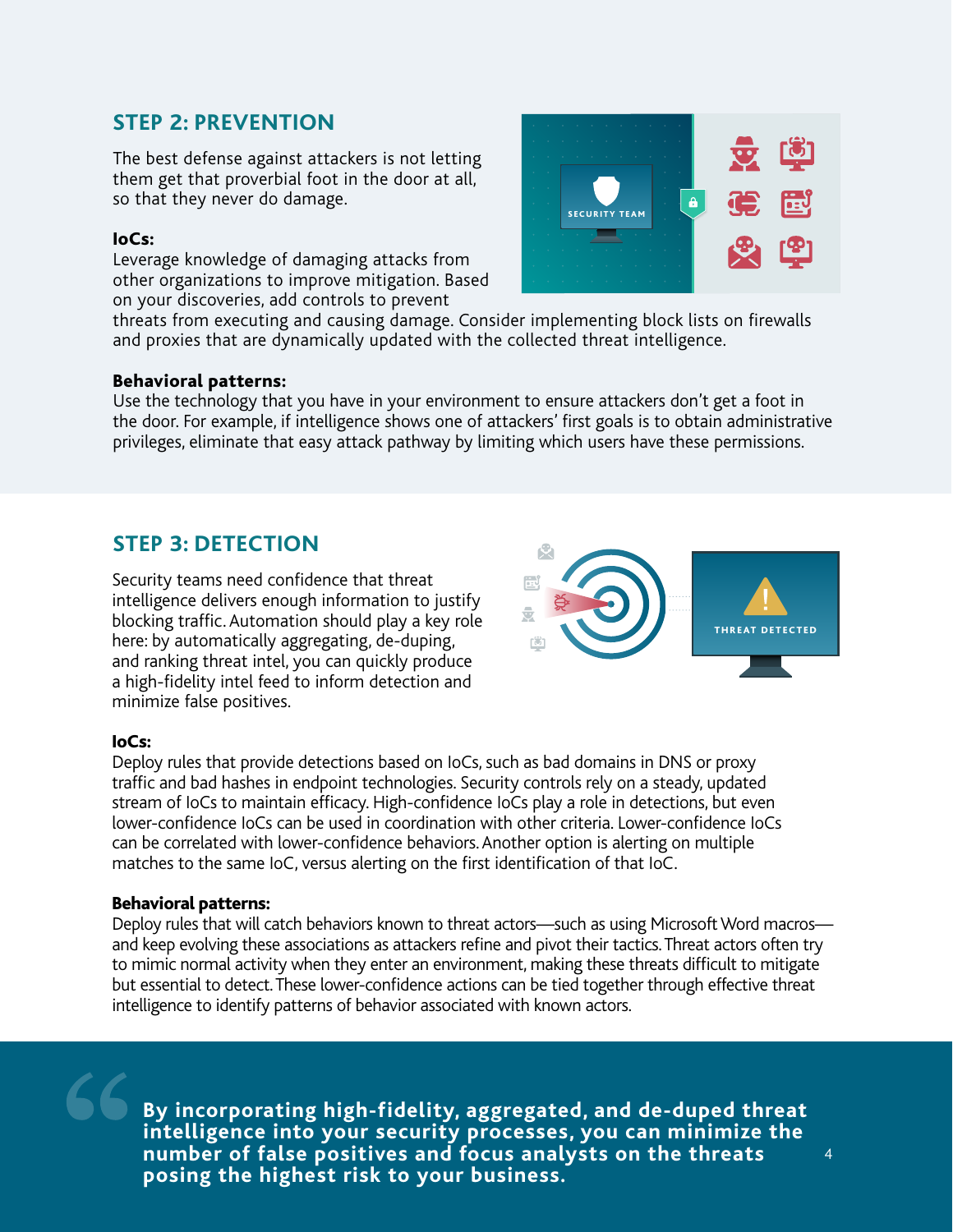## STEP 2: PREVENTION

The best defense against attackers is not letting them get that proverbial foot in the door at all, so that they never do damage.

**IoCs:**
Leverage knowledge of damaging attacks from other organizations to improve mitigation. Based on your discoveries, add controls to prevent threats from executing and causing damage. Consider implementing block lists on firewalls and proxies that are dynamically updated with the collected threat intelligence.

**Behavioral patterns:**
Use the technology that you have in your environment to ensure attackers don't get a foot in the door. For example, if intelligence shows one of attackers' first goals is to obtain administrative privileges, eliminate that easy attack pathway by limiting which users have these permissions.

## STEP 3: DETECTION

Security teams need confidence that threat intelligence delivers enough information to justify blocking traffic. Automation should play a key role here: by automatically aggregating, de-duping, and ranking threat intel, you can quickly produce a high-fidelity intel feed to inform detection and minimize false positives.

**IoCs:**
Deploy rules that provide detections based on IoCs, such as bad domains in DNS or proxy traffic and bad hashes in endpoint technologies. Security controls rely on a steady, updated stream of IoCs to maintain efficacy. High-confidence IoCs play a role in detections, but even lower-confidence IoCs can be used in coordination with other criteria. Lower-confidence IoCs can be correlated with lower-confidence behaviors. Another option is alerting on multiple matches to the same IoC, versus alerting on the first identification of that IoC.

**Behavioral patterns:**
Deploy rules that will catch behaviors known to threat actors—such as using Microsoft Word macros—and keep evolving these associations as attackers refine and pivot their tactics. Threat actors often try to mimic normal activity when they enter an environment, making these threats difficult to mitigate but essential to detect. These lower-confidence actions can be tied together through effective threat intelligence to identify patterns of behavior associated with known actors.

> **By incorporating high-fidelity, aggregated, and de-duped threat intelligence into your security processes, you can minimize the number of false positives and focus analysts on the threats posing the highest risk to your business.**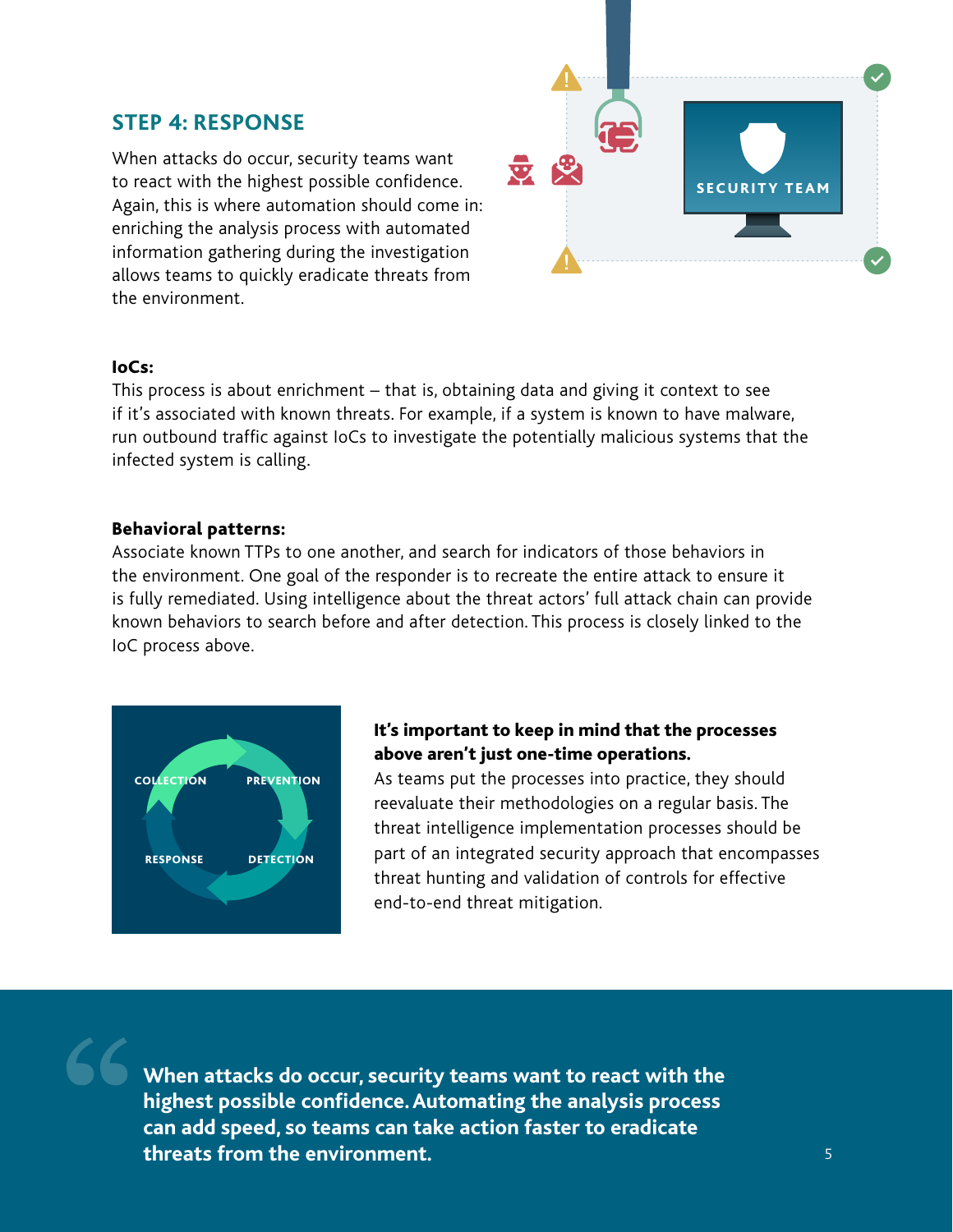## STEP 4: RESPONSE

When attacks do occur, security teams want to react with the highest possible confidence. Again, this is where automation should come in: enriching the analysis process with automated information gathering during the investigation allows teams to quickly eradicate threats from the environment.

**IoCs:**
This process is about enrichment – that is, obtaining data and giving it context to see if it's associated with known threats. For example, if a system is known to have malware, run outbound traffic against IoCs to investigate the potentially malicious systems that the infected system is calling.

**Behavioral patterns:**
Associate known TTPs to one another, and search for indicators of those behaviors in the environment. One goal of the responder is to recreate the entire attack to ensure it is fully remediated. Using intelligence about the threat actors' full attack chain can provide known behaviors to search before and after detection. This process is closely linked to the IoC process above.

**It's important to keep in mind that the processes above aren't just one-time operations.**
As teams put the processes into practice, they should reevaluate their methodologies on a regular basis. The threat intelligence implementation processes should be part of an integrated security approach that encompasses threat hunting and validation of controls for effective end-to-end threat mitigation.

> **When attacks do occur, security teams want to react with the highest possible confidence. Automating the analysis process can add speed, so teams can take action faster to eradicate threats from the environment.**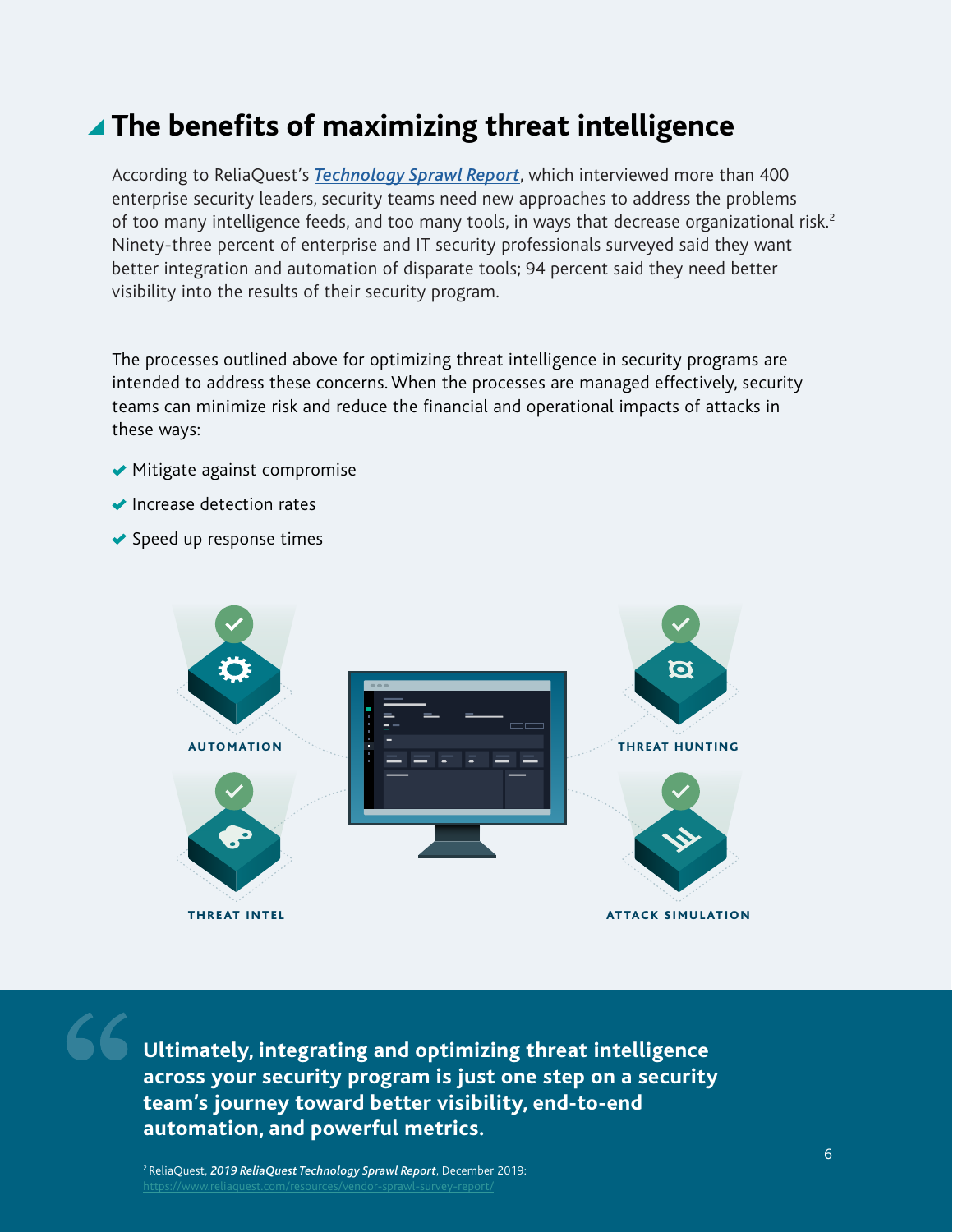## The benefits of maximizing threat intelligence

According to ReliaQuest's ***Technology Sprawl Report***, which interviewed more than 400 enterprise security leaders, security teams need new approaches to address the problems of too many intelligence feeds, and too many tools, in ways that decrease organizational risk.[2] Ninety-three percent of enterprise and IT security professionals surveyed said they want better integration and automation of disparate tools; 94 percent said they need better visibility into the results of their security program.

The processes outlined above for optimizing threat intelligence in security programs are intended to address these concerns. When the processes are managed effectively, security teams can minimize risk and reduce the financial and operational impacts of attacks in these ways:

- Mitigate against compromise
- Increase detection rates
- Speed up response times

AUTOMATION

THREAT HUNTING

THREAT INTEL

ATTACK SIMULATION

> **Ultimately, integrating and optimizing threat intelligence across your security program is just one step on a security team's journey toward better visibility, end-to-end automation, and powerful metrics.**

[2] ReliaQuest, ***2019 ReliaQuest Technology Sprawl Report***, December 2019: https://www.reliaquest.com/resources/vendor-sprawl-survey-report/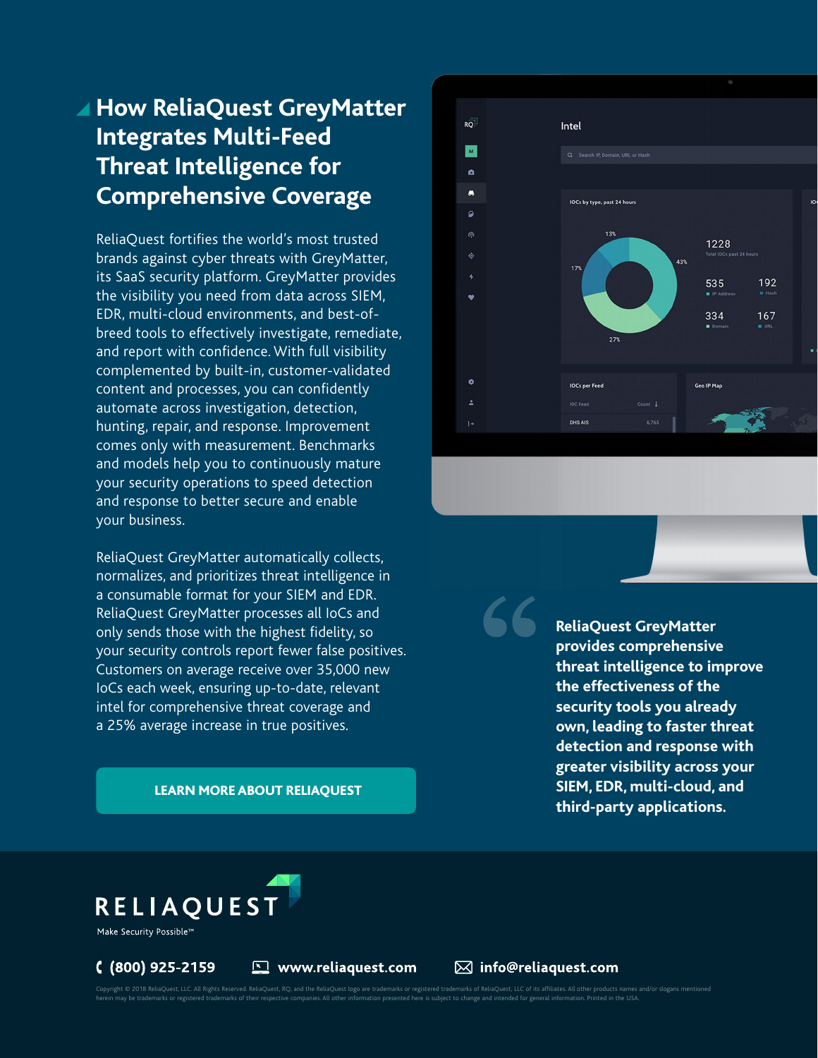# How ReliaQuest GreyMatter Integrates Multi-Feed Threat Intelligence for Comprehensive Coverage

ReliaQuest fortifies the world's most trusted brands against cyber threats with GreyMatter, its SaaS security platform. GreyMatter provides the visibility you need from data across SIEM, EDR, multi-cloud environments, and best-of-breed tools to effectively investigate, remediate, and report with confidence. With full visibility complemented by built-in, customer-validated content and processes, you can confidently automate across investigation, detection, hunting, repair, and response. Improvement comes only with measurement. Benchmarks and models help you to continuously mature your security operations to speed detection and response to better secure and enable your business.

ReliaQuest GreyMatter automatically collects, normalizes, and prioritizes threat intelligence in a consumable format for your SIEM and EDR. ReliaQuest GreyMatter processes all IoCs and only sends those with the highest fidelity, so your security controls report fewer false positives. Customers on average receive over 35,000 new IoCs each week, ensuring up-to-date, relevant intel for comprehensive threat coverage and a 25% average increase in true positives.

**LEARN MORE ABOUT RELIAQUEST**

Intel

Search IP, Domain, URL or Hash

IOCs by type, past 24 hours

13%

17%

43%

27%

1228

Total IOCs past 24 hours

535 IP Address

192 Hash

334 Domain

167 URL

IOCs per Feed

IOC Feed

Count

DHS AIS 6,765

Geo IP Map

> **ReliaQuest GreyMatter provides comprehensive threat intelligence to improve the effectiveness of the security tools you already own, leading to faster threat detection and response with greater visibility across your SIEM, EDR, multi-cloud, and third-party applications.**

RELIAQUEST

Make Security Possible™

(800) 925-2159 www.reliaquest.com info@reliaquest.com

Copyright © 2018 ReliaQuest, LLC. All Rights Reserved. ReliaQuest, RQ, and the ReliaQuest logo are trademarks or registered trademarks of ReliaQuest, LLC or its affiliates. All other products names and/or slogans mentioned herein may be trademarks or registered trademarks of their respective companies. All other information presented here is subject to change and intended for general information. Printed in the USA.